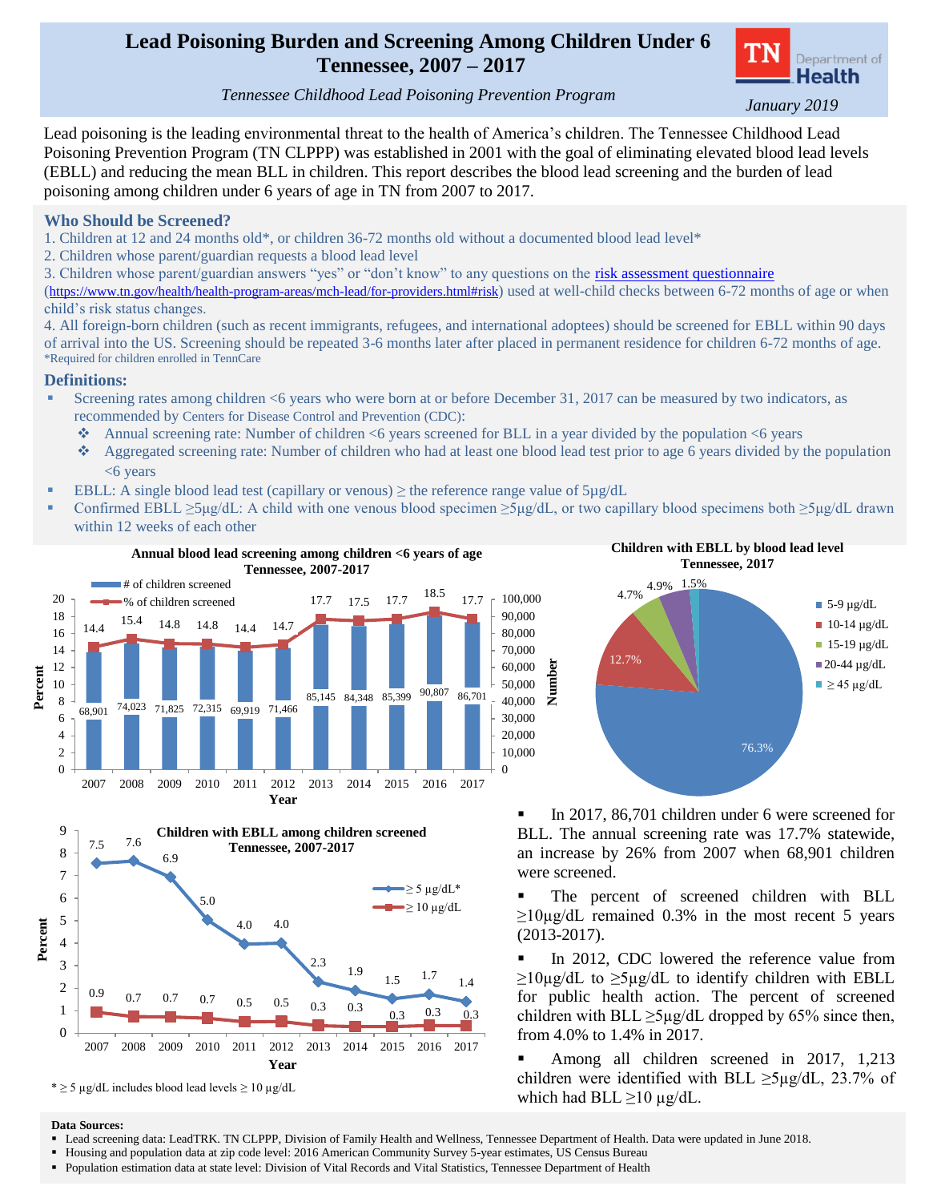# Lead Poisoning Burden and Screening Among Children Under 6
# Tennessee, 2007 – 2017

*Tennessee Childhood Lead Poisoning Prevention Program*

TN Department of Health

*January 2019*

Lead poisoning is the leading environmental threat to the health of America's children. The Tennessee Childhood Lead Poisoning Prevention Program (TN CLPPP) was established in 2001 with the goal of eliminating elevated blood lead levels (EBLL) and reducing the mean BLL in children. This report describes the blood lead screening and the burden of lead poisoning among children under 6 years of age in TN from 2007 to 2017.

## Who Should be Screened?

1. Children at 12 and 24 months old*, or children 36-72 months old without a documented blood lead level*
2. Children whose parent/guardian requests a blood lead level
3. Children whose parent/guardian answers "yes" or "don't know" to any questions on the risk assessment questionnaire (https://www.tn.gov/health/health-program-areas/mch-lead/for-providers.html#risk) used at well-child checks between 6-72 months of age or when child's risk status changes.
4. All foreign-born children (such as recent immigrants, refugees, and international adoptees) should be screened for EBLL within 90 days of arrival into the US. Screening should be repeated 3-6 months later after placed in permanent residence for children 6-72 months of age.

*Required for children enrolled in TennCare

## Definitions:

- Screening rates among children <6 years who were born at or before December 31, 2017 can be measured by two indicators, as recommended by Centers for Disease Control and Prevention (CDC):
  - Annual screening rate: Number of children <6 years screened for BLL in a year divided by the population <6 years
  - Aggregated screening rate: Number of children who had at least one blood lead test prior to age 6 years divided by the population <6 years
- EBLL: A single blood lead test (capillary or venous) ≥ the reference range value of 5µg/dL
- Confirmed EBLL ≥5µg/dL: A child with one venous blood specimen ≥5µg/dL, or two capillary blood specimens both ≥5µg/dL drawn within 12 weeks of each other

**Annual blood lead screening among children <6 years of age Tennessee, 2007-2017**

| Year | # of children screened | % of children screened |
|---|---|---|
| 2007 | 68,901 | 14.4 |
| 2008 | 74,023 | 15.4 |
| 2009 | 71,825 | 14.8 |
| 2010 | 72,315 | 14.8 |
| 2011 | 69,919 | 14.4 |
| 2012 | 71,466 | 14.7 |
| 2013 | 85,145 | 17.7 |
| 2014 | 84,348 | 17.5 |
| 2015 | 85,399 | 17.7 |
| 2016 | 90,807 | 18.5 |
| 2017 | 86,701 | 17.7 |

**Children with EBLL by blood lead level Tennessee, 2017**

| Blood lead level | Percent |
|---|---|
| 5-9 µg/dL | 76.3% |
| 10-14 µg/dL | 12.7% |
| 15-19 µg/dL | 4.7% |
| 20-44 µg/dL | 4.9% |
| ≥ 45 µg/dL | 1.5% |

**Children with EBLL among children screened Tennessee, 2007-2017**

| Year | ≥ 5 µg/dL* (%) | ≥ 10 µg/dL (%) |
|---|---|---|
| 2007 | 7.5 | 0.9 |
| 2008 | 7.6 | 0.7 |
| 2009 | 6.9 | 0.7 |
| 2010 | 5.0 | 0.7 |
| 2011 | 4.0 | 0.5 |
| 2012 | 4.0 | 0.5 |
| 2013 | 2.3 | 0.3 |
| 2014 | 1.9 | 0.3 |
| 2015 | 1.5 | 0.3 |
| 2016 | 1.7 | 0.3 |
| 2017 | 1.4 | 0.3 |

\* ≥ 5 µg/dL includes blood lead levels ≥ 10 µg/dL

- In 2017, 86,701 children under 6 were screened for BLL. The annual screening rate was 17.7% statewide, an increase by 26% from 2007 when 68,901 children were screened.
- The percent of screened children with BLL ≥10µg/dL remained 0.3% in the most recent 5 years (2013-2017).
- In 2012, CDC lowered the reference value from ≥10µg/dL to ≥5µg/dL to identify children with EBLL for public health action. The percent of screened children with BLL ≥5µg/dL dropped by 65% since then, from 4.0% to 1.4% in 2017.
- Among all children screened in 2017, 1,213 children were identified with BLL ≥5µg/dL, 23.7% of which had BLL ≥10 µg/dL.

**Data Sources:**

- Lead screening data: LeadTRK. TN CLPPP, Division of Family Health and Wellness, Tennessee Department of Health. Data were updated in June 2018.
- Housing and population data at zip code level: 2016 American Community Survey 5-year estimates, US Census Bureau
- Population estimation data at state level: Division of Vital Records and Vital Statistics, Tennessee Department of Health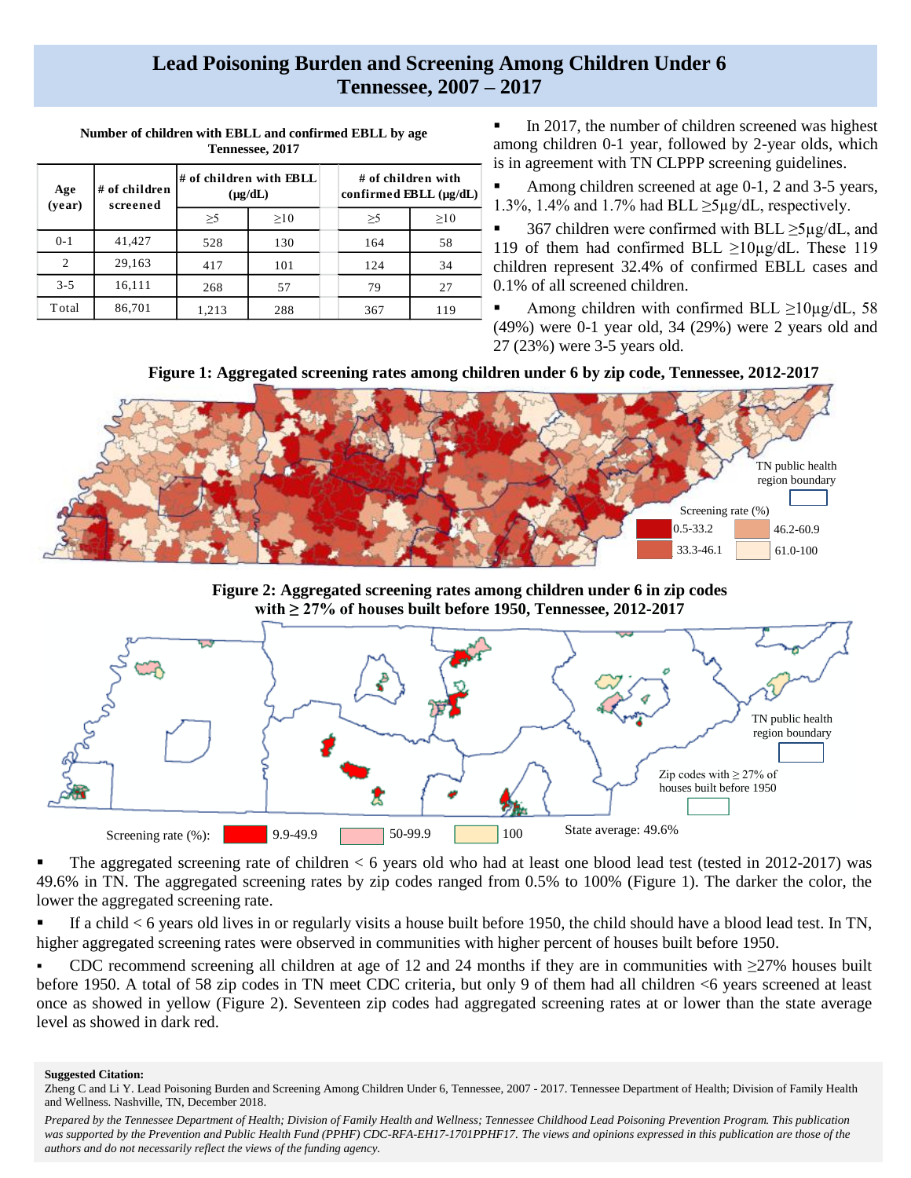# Lead Poisoning Burden and Screening Among Children Under 6 Tennessee, 2007 – 2017

**Number of children with EBLL and confirmed EBLL by age Tennessee, 2017**

| Age (year) | # of children screened | # of children with EBLL (μg/dL) | | # of children with confirmed EBLL (μg/dL) | |
|---|---|---|---|---|---|
| | | ≥5 | ≥10 | ≥5 | ≥10 |
| 0-1 | 41,427 | 528 | 130 | 164 | 58 |
| 2 | 29,163 | 417 | 101 | 124 | 34 |
| 3-5 | 16,111 | 268 | 57 | 79 | 27 |
| Total | 86,701 | 1,213 | 288 | 367 | 119 |

- In 2017, the number of children screened was highest among children 0-1 year, followed by 2-year olds, which is in agreement with TN CLPPP screening guidelines.
- Among children screened at age 0-1, 2 and 3-5 years, 1.3%, 1.4% and 1.7% had BLL ≥5μg/dL, respectively.
- 367 children were confirmed with BLL ≥5μg/dL, and 119 of them had confirmed BLL ≥10μg/dL. These 119 children represent 32.4% of confirmed EBLL cases and 0.1% of all screened children.
- Among children with confirmed BLL ≥10μg/dL, 58 (49%) were 0-1 year old, 34 (29%) were 2 years old and 27 (23%) were 3-5 years old.

**Figure 1: Aggregated screening rates among children under 6 by zip code, Tennessee, 2012-2017**

TN public health region boundary

Screening rate (%)
0.5-33.2
33.3-46.1
46.2-60.9
61.0-100

**Figure 2: Aggregated screening rates among children under 6 in zip codes with ≥ 27% of houses built before 1950, Tennessee, 2012-2017**

TN public health region boundary

Zip codes with ≥ 27% of houses built before 1950

Screening rate (%): 9.9-49.9 50-99.9 100

State average: 49.6%

- The aggregated screening rate of children < 6 years old who had at least one blood lead test (tested in 2012-2017) was 49.6% in TN. The aggregated screening rates by zip codes ranged from 0.5% to 100% (Figure 1). The darker the color, the lower the aggregated screening rate.
- If a child < 6 years old lives in or regularly visits a house built before 1950, the child should have a blood lead test. In TN, higher aggregated screening rates were observed in communities with higher percent of houses built before 1950.
- CDC recommend screening all children at age of 12 and 24 months if they are in communities with ≥27% houses built before 1950. A total of 58 zip codes in TN meet CDC criteria, but only 9 of them had all children <6 years screened at least once as showed in yellow (Figure 2). Seventeen zip codes had aggregated screening rates at or lower than the state average level as showed in dark red.

**Suggested Citation:**

Zheng C and Li Y. Lead Poisoning Burden and Screening Among Children Under 6, Tennessee, 2007 - 2017. Tennessee Department of Health; Division of Family Health and Wellness. Nashville, TN, December 2018.

*Prepared by the Tennessee Department of Health; Division of Family Health and Wellness; Tennessee Childhood Lead Poisoning Prevention Program. This publication was supported by the Prevention and Public Health Fund (PPHF) CDC-RFA-EH17-1701PPHF17. The views and opinions expressed in this publication are those of the authors and do not necessarily reflect the views of the funding agency.*